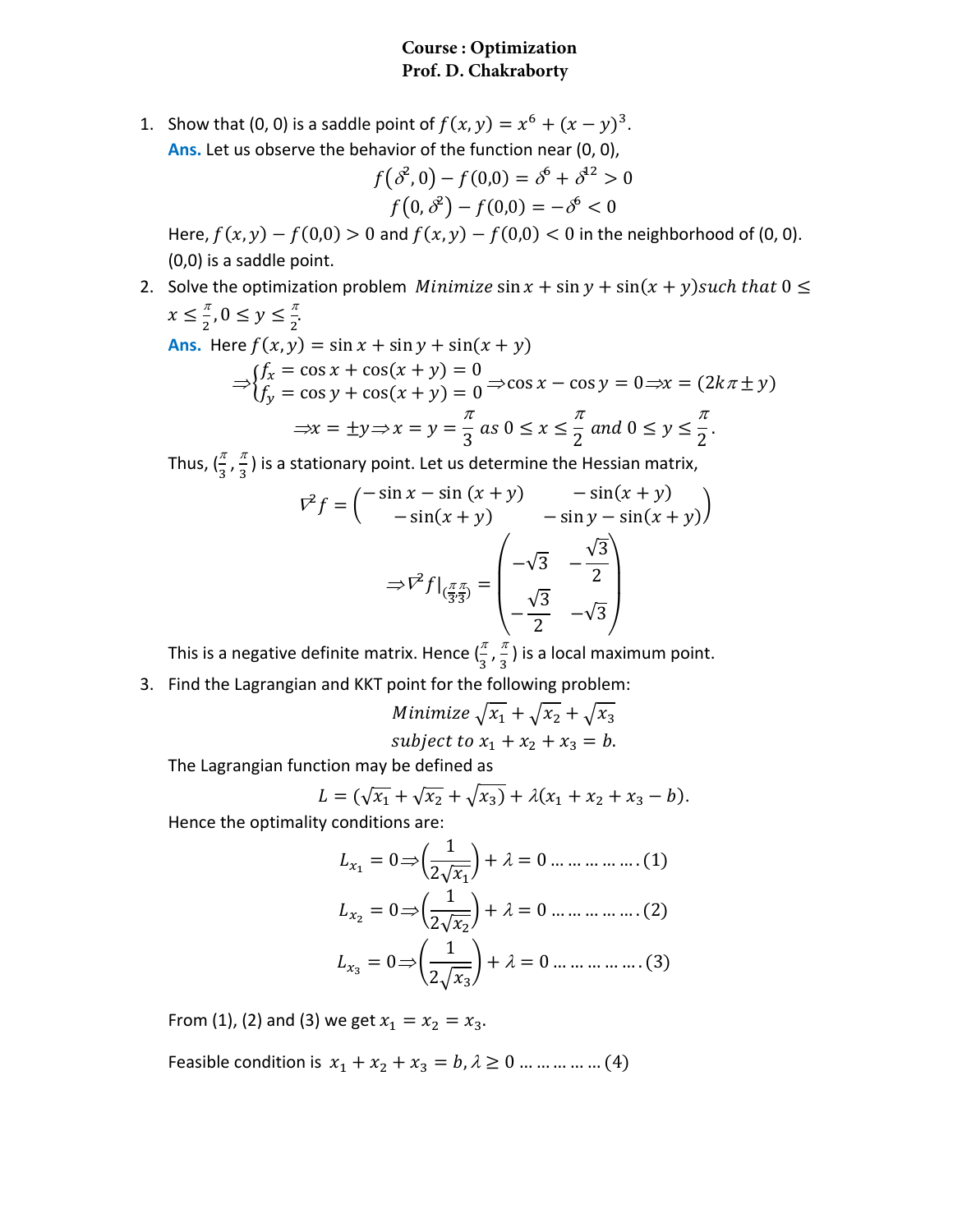**Course : Optimization**
**Prof. D. Chakraborty**

1. Show that (0, 0) is a saddle point of $f(x, y) = x^6 + (x - y)^3$.
   **Ans.** Let us observe the behavior of the function near (0, 0),
   $$f(\delta^2, 0) - f(0,0) = \delta^6 + \delta^{12} > 0$$
   $$f(0, \delta^2) - f(0,0) = -\delta^6 < 0$$
   Here, $f(x, y) - f(0,0) > 0$ and $f(x, y) - f(0,0) < 0$ in the neighborhood of (0, 0). (0,0) is a saddle point.

2. Solve the optimization problem $Minimize \sin x + \sin y + \sin(x + y) such\ that\ 0 \leq x \leq \frac{\pi}{2}, 0 \leq y \leq \frac{\pi}{2}$.
   **Ans.** Here $f(x, y) = \sin x + \sin y + \sin(x + y)$
   $$\Rightarrow \begin{cases} f_x = \cos x + \cos(x + y) = 0 \\ f_y = \cos y + \cos(x + y) = 0 \end{cases} \Rightarrow \cos x - \cos y = 0 \Rightarrow x = (2k\pi \pm y)$$
   $$\Rightarrow x = \pm y \Rightarrow x = y = \frac{\pi}{3}\ as\ 0 \leq x \leq \frac{\pi}{2}\ and\ 0 \leq y \leq \frac{\pi}{2}.$$
   Thus, $(\frac{\pi}{3}, \frac{\pi}{3})$ is a stationary point. Let us determine the Hessian matrix,
   $$\nabla^2 f = \begin{pmatrix} -\sin x - \sin(x + y) & -\sin(x + y) \\ -\sin(x + y) & -\sin y - \sin(x + y) \end{pmatrix}$$
   $$\Rightarrow \nabla^2 f|_{(\frac{\pi}{3}, \frac{\pi}{3})} = \begin{pmatrix} -\sqrt{3} & -\frac{\sqrt{3}}{2} \\ -\frac{\sqrt{3}}{2} & -\sqrt{3} \end{pmatrix}$$
   This is a negative definite matrix. Hence $(\frac{\pi}{3}, \frac{\pi}{3})$ is a local maximum point.

3. Find the Lagrangian and KKT point for the following problem:
   $$Minimize \sqrt{x_1} + \sqrt{x_2} + \sqrt{x_3}$$
   $$subject\ to\ x_1 + x_2 + x_3 = b.$$
   The Lagrangian function may be defined as
   $$L = (\sqrt{x_1} + \sqrt{x_2} + \sqrt{x_3}) + \lambda(x_1 + x_2 + x_3 - b).$$
   Hence the optimality conditions are:
   $$L_{x_1} = 0 \Rightarrow \left(\frac{1}{2\sqrt{x_1}}\right) + \lambda = 0 \ldots\ldots\ldots\ldots.(1)$$
   $$L_{x_2} = 0 \Rightarrow \left(\frac{1}{2\sqrt{x_2}}\right) + \lambda = 0 \ldots\ldots\ldots\ldots.(2)$$
   $$L_{x_3} = 0 \Rightarrow \left(\frac{1}{2\sqrt{x_3}}\right) + \lambda = 0 \ldots\ldots\ldots\ldots.(3)$$
   From (1), (2) and (3) we get $x_1 = x_2 = x_3$.

   Feasible condition is $x_1 + x_2 + x_3 = b, \lambda \geq 0 \ldots\ldots\ldots\ldots(4)$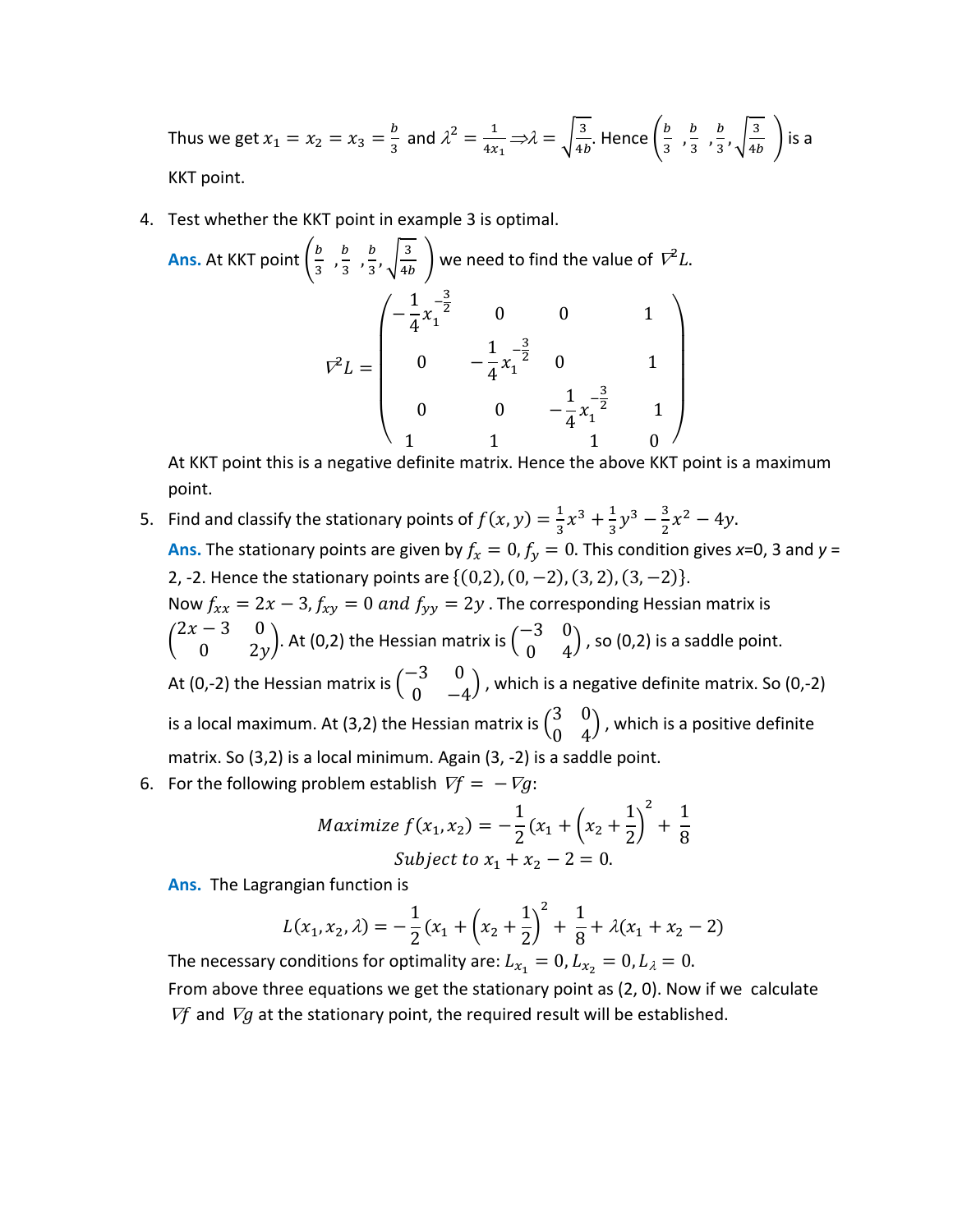Thus we get $x_1 = x_2 = x_3 = \frac{b}{3}$ and $\lambda^2 = \frac{1}{4x_1} \Rightarrow \lambda = \sqrt{\frac{3}{4b}}$. Hence $\left(\frac{b}{3}, \frac{b}{3}, \frac{b}{3}, \sqrt{\frac{3}{4b}}\right)$ is a KKT point.

4. Test whether the KKT point in example 3 is optimal.

   **Ans.** At KKT point $\left(\frac{b}{3}, \frac{b}{3}, \frac{b}{3}, \sqrt{\frac{3}{4b}}\right)$ we need to find the value of $\nabla^2 L$.

$$\nabla^2 L = \begin{pmatrix} -\frac{1}{4}x_1^{-\frac{3}{2}} & 0 & 0 & 1 \\ 0 & -\frac{1}{4}x_1^{-\frac{3}{2}} & 0 & 1 \\ 0 & 0 & -\frac{1}{4}x_1^{-\frac{3}{2}} & 1 \\ 1 & 1 & 1 & 0 \end{pmatrix}$$

   At KKT point this is a negative definite matrix. Hence the above KKT point is a maximum point.

5. Find and classify the stationary points of $f(x,y) = \frac{1}{3}x^3 + \frac{1}{3}y^3 - \frac{3}{2}x^2 - 4y$.

   **Ans.** The stationary points are given by $f_x = 0, f_y = 0$. This condition gives $x$=0, 3 and $y$ = 2, -2. Hence the stationary points are $\{(0,2),(0,-2),(3,2),(3,-2)\}$.

   Now $f_{xx} = 2x - 3, f_{xy} = 0 \; and \; f_{yy} = 2y$. The corresponding Hessian matrix is $\begin{pmatrix} 2x-3 & 0 \\ 0 & 2y \end{pmatrix}$. At (0,2) the Hessian matrix is $\begin{pmatrix} -3 & 0 \\ 0 & 4 \end{pmatrix}$, so (0,2) is a saddle point. At (0,-2) the Hessian matrix is $\begin{pmatrix} -3 & 0 \\ 0 & -4 \end{pmatrix}$, which is a negative definite matrix. So (0,-2) is a local maximum. At (3,2) the Hessian matrix is $\begin{pmatrix} 3 & 0 \\ 0 & 4 \end{pmatrix}$, which is a positive definite matrix. So (3,2) is a local minimum. Again (3, -2) is a saddle point.

6. For the following problem establish $\nabla f = -\nabla g$:

$$Maximize \; f(x_1,x_2) = -\frac{1}{2}(x_1 + \left(x_2 + \frac{1}{2}\right)^2 + \frac{1}{8}$$
$$Subject \; to \; x_1 + x_2 - 2 = 0.$$

   **Ans.** The Lagrangian function is

$$L(x_1,x_2,\lambda) = -\frac{1}{2}(x_1 + \left(x_2 + \frac{1}{2}\right)^2 + \frac{1}{8} + \lambda(x_1 + x_2 - 2)$$

   The necessary conditions for optimality are: $L_{x_1} = 0, L_{x_2} = 0, L_\lambda = 0$.

   From above three equations we get the stationary point as (2, 0). Now if we calculate $\nabla f$ and $\nabla g$ at the stationary point, the required result will be established.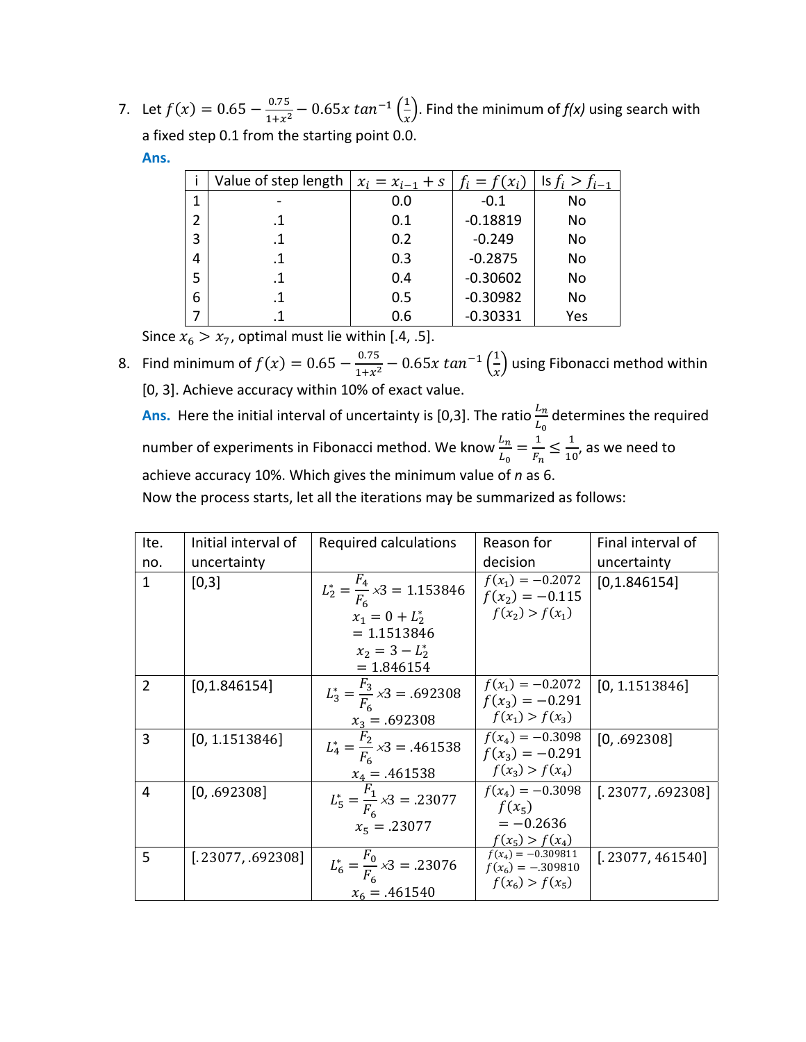7. Let $f(x) = 0.65 - \frac{0.75}{1+x^2} - 0.65x\,tan^{-1}\left(\frac{1}{x}\right)$. Find the minimum of *f(x)* using search with a fixed step 0.1 from the starting point 0.0.

   **Ans.**

| i | Value of step length | $x_i = x_{i-1} + s$ | $f_i = f(x_i)$ | Is $f_i > f_{i-1}$ |
|---|---|---|---|---|
| 1 | - | 0.0 | -0.1 | No |
| 2 | .1 | 0.1 | -0.18819 | No |
| 3 | .1 | 0.2 | -0.249 | No |
| 4 | .1 | 0.3 | -0.2875 | No |
| 5 | .1 | 0.4 | -0.30602 | No |
| 6 | .1 | 0.5 | -0.30982 | No |
| 7 | .1 | 0.6 | -0.30331 | Yes |

   Since $x_6 > x_7$, optimal must lie within [.4, .5].

8. Find minimum of $f(x) = 0.65 - \frac{0.75}{1+x^2} - 0.65x\,tan^{-1}\left(\frac{1}{x}\right)$ using Fibonacci method within [0, 3]. Achieve accuracy within 10% of exact value.

   **Ans.** Here the initial interval of uncertainty is [0,3]. The ratio $\frac{L_n}{L_0}$ determines the required number of experiments in Fibonacci method. We know $\frac{L_n}{L_0} = \frac{1}{F_n} \leq \frac{1}{10}$, as we need to achieve accuracy 10%. Which gives the minimum value of *n* as 6.

   Now the process starts, let all the iterations may be summarized as follows:

| Ite. no. | Initial interval of uncertainty | Required calculations | Reason for decision | Final interval of uncertainty |
|---|---|---|---|---|
| 1 | [0,3] | $L_2^* = \frac{F_4}{F_6} \times 3 = 1.153846$ <br> $x_1 = 0 + L_2^* = 1.1513846$ <br> $x_2 = 3 - L_2^* = 1.846154$ | $f(x_1) = -0.2072$ <br> $f(x_2) = -0.115$ <br> $f(x_2) > f(x_1)$ | [0,1.846154] |
| 2 | [0,1.846154] | $L_3^* = \frac{F_3}{F_6} \times 3 = .692308$ <br> $x_3 = .692308$ | $f(x_1) = -0.2072$ <br> $f(x_3) = -0.291$ <br> $f(x_1) > f(x_3)$ | [0, 1.1513846] |
| 3 | [0, 1.1513846] | $L_4^* = \frac{F_2}{F_6} \times 3 = .461538$ <br> $x_4 = .461538$ | $f(x_4) = -0.3098$ <br> $f(x_3) = -0.291$ <br> $f(x_3) > f(x_4)$ | [0, .692308] |
| 4 | [0, .692308] | $L_5^* = \frac{F_1}{F_6} \times 3 = .23077$ <br> $x_5 = .23077$ | $f(x_4) = -0.3098$ <br> $f(x_5) = -0.2636$ <br> $f(x_5) > f(x_4)$ | [.23077, .692308] |
| 5 | [.23077, .692308] | $L_6^* = \frac{F_0}{F_6} \times 3 = .23076$ <br> $x_6 = .461540$ | $f(x_4) = -0.309811$ <br> $f(x_6) = -.309810$ <br> $f(x_6) > f(x_5)$ | [.23077, 461540] |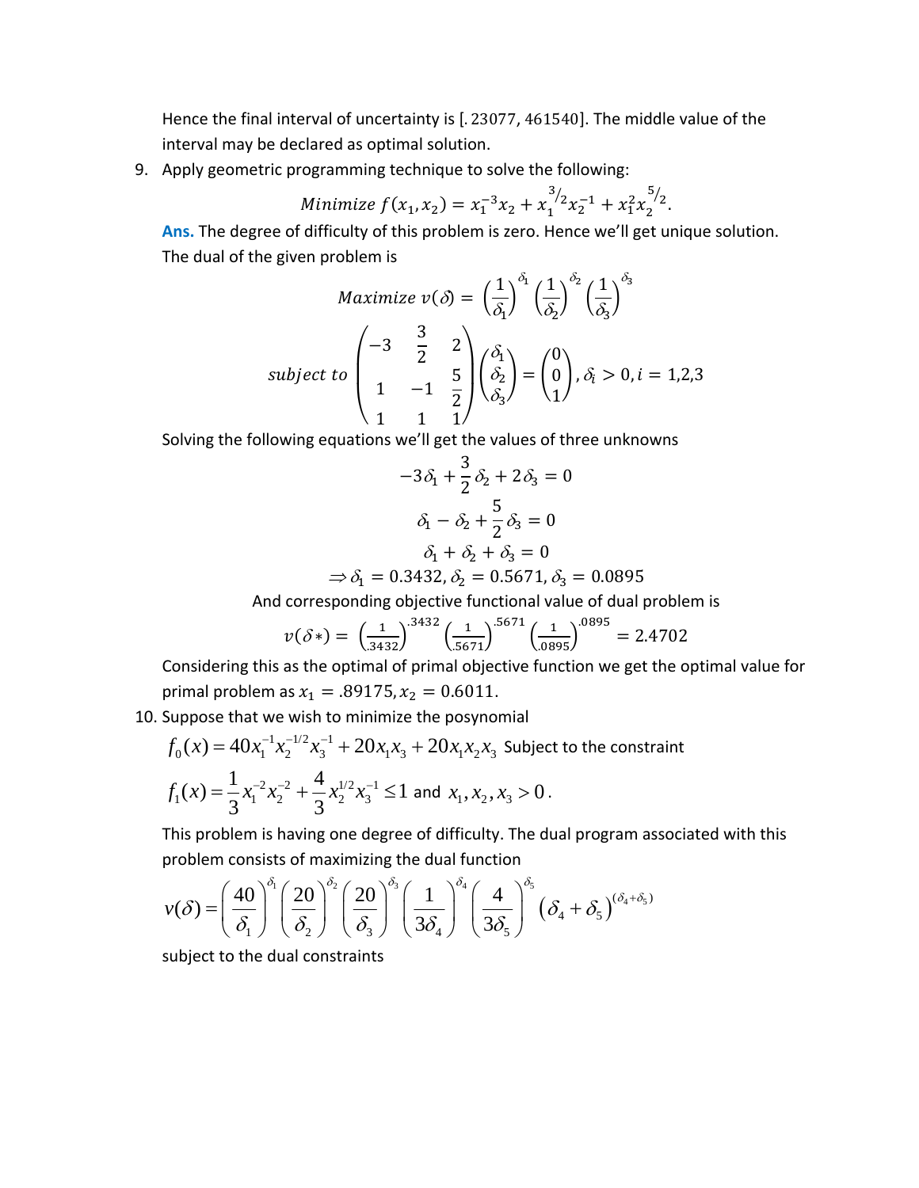Hence the final interval of uncertainty is $[.23077, 461540]$. The middle value of the interval may be declared as optimal solution.

9. Apply geometric programming technique to solve the following:

$$Minimize\ f(x_1, x_2) = x_1^{-3}x_2 + x_1^{3/2}x_2^{-1} + x_1^2 x_2^{5/2}.$$

**Ans.** The degree of difficulty of this problem is zero. Hence we'll get unique solution. The dual of the given problem is

$$Maximize\ v(\delta) = \left(\frac{1}{\delta_1}\right)^{\delta_1}\left(\frac{1}{\delta_2}\right)^{\delta_2}\left(\frac{1}{\delta_3}\right)^{\delta_3}$$

$$subject\ to \begin{pmatrix} -3 & \frac{3}{2} & 2 \\ 1 & -1 & \frac{5}{2} \\ 1 & 1 & 1 \end{pmatrix}\begin{pmatrix} \delta_1 \\ \delta_2 \\ \delta_3 \end{pmatrix} = \begin{pmatrix} 0 \\ 0 \\ 1 \end{pmatrix}, \delta_i > 0, i = 1,2,3$$

Solving the following equations we'll get the values of three unknowns

$$-3\delta_1 + \frac{3}{2}\delta_2 + 2\delta_3 = 0$$

$$\delta_1 - \delta_2 + \frac{5}{2}\delta_3 = 0$$

$$\delta_1 + \delta_2 + \delta_3 = 0$$

$$\Rightarrow \delta_1 = 0.3432, \delta_2 = 0.5671, \delta_3 = 0.0895$$

And corresponding objective functional value of dual problem is

$$v(\delta*) = \left(\frac{1}{.3432}\right)^{.3432}\left(\frac{1}{.5671}\right)^{.5671}\left(\frac{1}{.0895}\right)^{.0895} = 2.4702$$

Considering this as the optimal of primal objective function we get the optimal value for primal problem as $x_1 = .89175, x_2 = 0.6011$.

10. Suppose that we wish to minimize the posynomial

$f_0(x) = 40x_1^{-1}x_2^{-1/2}x_3^{-1} + 20x_1x_3 + 20x_1x_2x_3$ Subject to the constraint

$f_1(x) = \frac{1}{3}x_1^{-2}x_2^{-2} + \frac{4}{3}x_2^{1/2}x_3^{-1} \le 1$ and $x_1, x_2, x_3 > 0$.

This problem is having one degree of difficulty. The dual program associated with this problem consists of maximizing the dual function

$$v(\delta) = \left(\frac{40}{\delta_1}\right)^{\delta_1}\left(\frac{20}{\delta_2}\right)^{\delta_2}\left(\frac{20}{\delta_3}\right)^{\delta_3}\left(\frac{1}{3\delta_4}\right)^{\delta_4}\left(\frac{4}{3\delta_5}\right)^{\delta_5}\left(\delta_4 + \delta_5\right)^{(\delta_4+\delta_5)}$$

subject to the dual constraints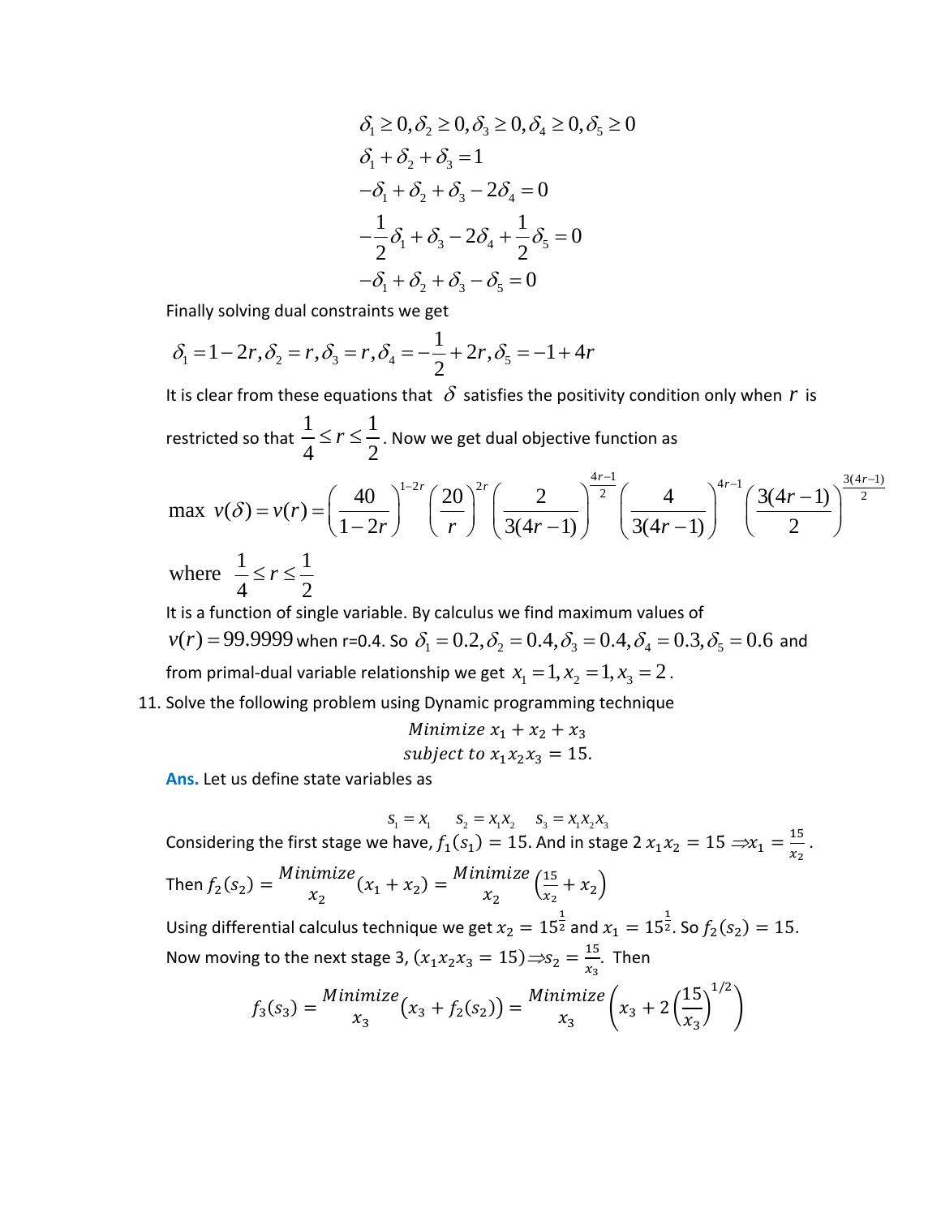$$
\begin{aligned}
&\delta_1 \geq 0, \delta_2 \geq 0, \delta_3 \geq 0, \delta_4 \geq 0, \delta_5 \geq 0 \\
&\delta_1 + \delta_2 + \delta_3 = 1 \\
&-\delta_1 + \delta_2 + \delta_3 - 2\delta_4 = 0 \\
&-\frac{1}{2}\delta_1 + \delta_3 - 2\delta_4 + \frac{1}{2}\delta_5 = 0 \\
&-\delta_1 + \delta_2 + \delta_3 - \delta_5 = 0
\end{aligned}
$$

Finally solving dual constraints we get

$$\delta_1 = 1 - 2r, \delta_2 = r, \delta_3 = r, \delta_4 = -\frac{1}{2} + 2r, \delta_5 = -1 + 4r$$

It is clear from these equations that $\delta$ satisfies the positivity condition only when $r$ is restricted so that $\frac{1}{4} \leq r \leq \frac{1}{2}$. Now we get dual objective function as

$$\max \ v(\delta) = v(r) = \left(\frac{40}{1-2r}\right)^{1-2r}\left(\frac{20}{r}\right)^{2r}\left(\frac{2}{3(4r-1)}\right)^{\frac{4r-1}{2}}\left(\frac{4}{3(4r-1)}\right)^{4r-1}\left(\frac{3(4r-1)}{2}\right)^{\frac{3(4r-1)}{2}}$$

$$\text{where } \ \frac{1}{4} \leq r \leq \frac{1}{2}$$

It is a function of single variable. By calculus we find maximum values of $v(r) = 99.9999$ when r=0.4. So $\delta_1 = 0.2, \delta_2 = 0.4, \delta_3 = 0.4, \delta_4 = 0.3, \delta_5 = 0.6$ and from primal-dual variable relationship we get $x_1 = 1, x_2 = 1, x_3 = 2$.

11. Solve the following problem using Dynamic programming technique

$$\textit{Minimize } x_1 + x_2 + x_3$$
$$\textit{subject to } x_1 x_2 x_3 = 15.$$

**Ans.** Let us define state variables as

$$s_1 = x_1 \quad s_2 = x_1 x_2 \quad s_3 = x_1 x_2 x_3$$

Considering the first stage we have, $f_1(s_1) = 15$. And in stage 2 $x_1 x_2 = 15 \Rightarrow x_1 = \frac{15}{x_2}$.

Then $f_2(s_2) = \underset{x_2}{Minimize}(x_1 + x_2) = \underset{x_2}{Minimize}\left(\frac{15}{x_2} + x_2\right)$

Using differential calculus technique we get $x_2 = 15^{\frac{1}{2}}$ and $x_1 = 15^{\frac{1}{2}}$. So $f_2(s_2) = 15$.

Now moving to the next stage 3, $(x_1 x_2 x_3 = 15) \Rightarrow s_2 = \frac{15}{x_3}$. Then

$$f_3(s_3) = \underset{x_3}{Minimize}\big(x_3 + f_2(s_2)\big) = \underset{x_3}{Minimize}\left(x_3 + 2\left(\frac{15}{x_3}\right)^{1/2}\right)$$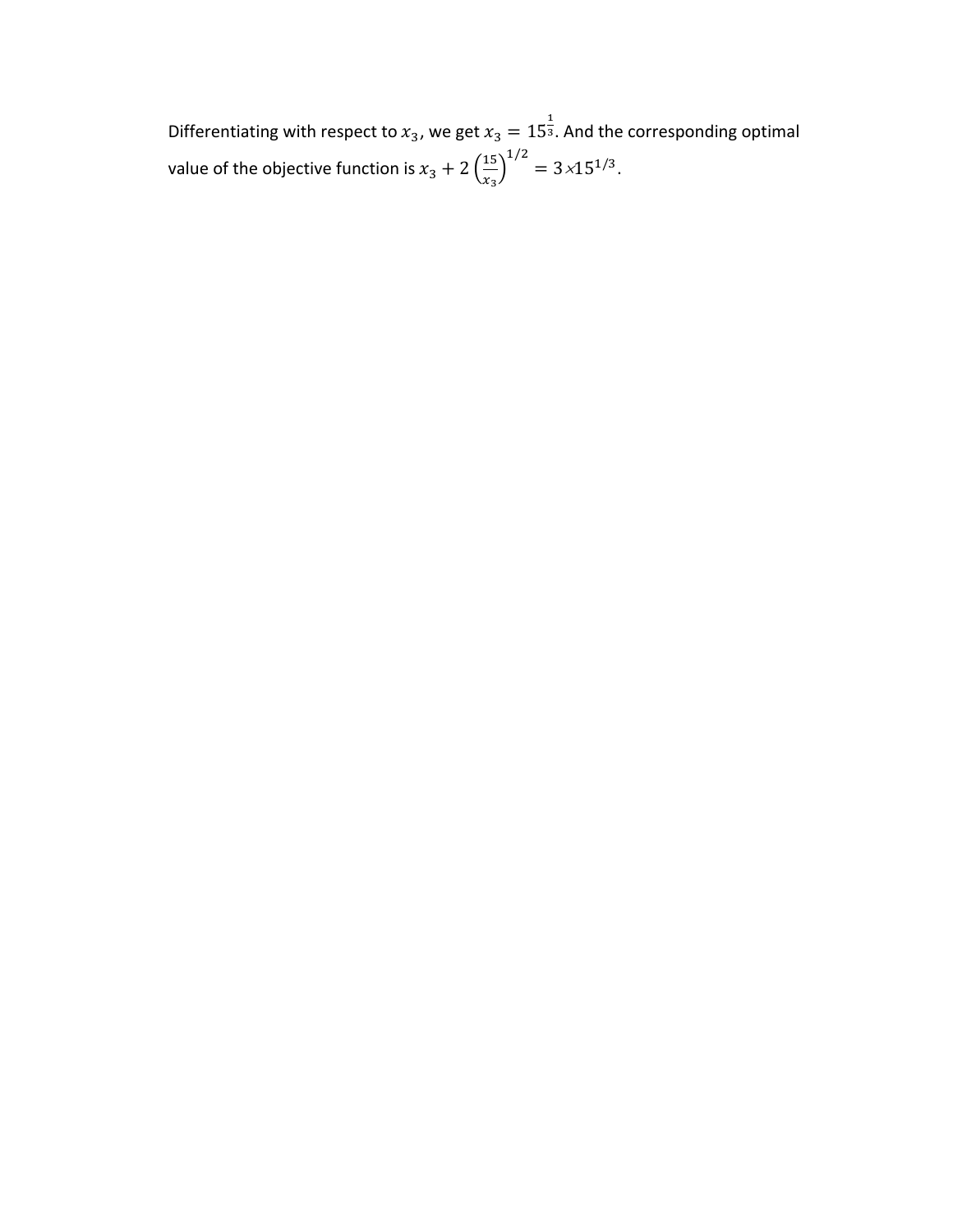Differentiating with respect to $x_3$, we get $x_3 = 15^{\frac{1}{3}}$. And the corresponding optimal value of the objective function is $x_3 + 2\left(\frac{15}{x_3}\right)^{1/2} = 3 \times 15^{1/3}$.